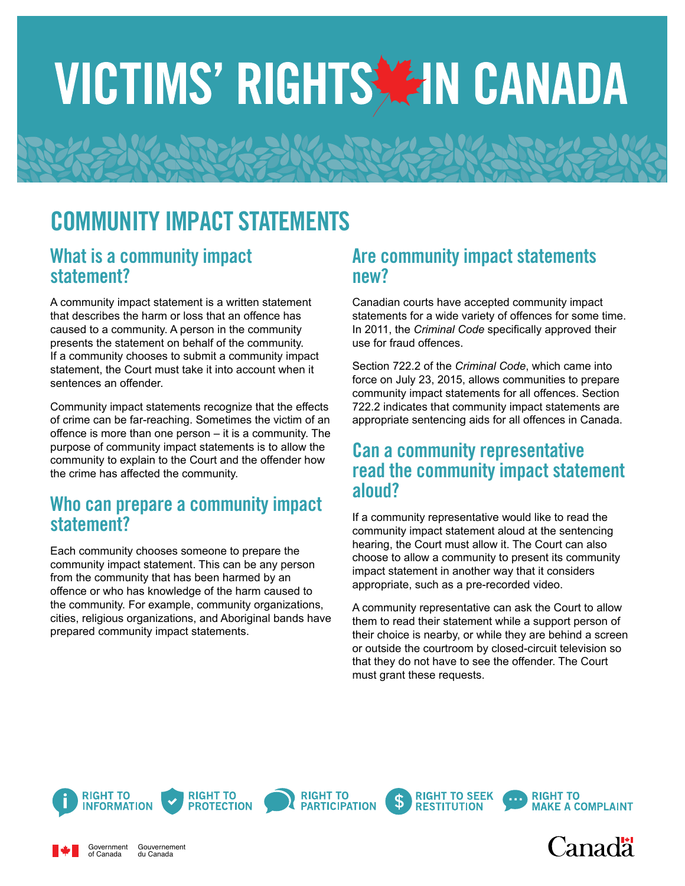# VICTIMS' RIGHTS IN CANADA

## COMMUNITY IMPACT STATEMENTS

### What is a community impact statement?

A community impact statement is a written statement that describes the harm or loss that an offence has caused to a community. A person in the community presents the statement on behalf of the community. If a community chooses to submit a community impact statement, the Court must take it into account when it sentences an offender.

Community impact statements recognize that the effects of crime can be far-reaching. Sometimes the victim of an offence is more than one person – it is a community. The purpose of community impact statements is to allow the community to explain to the Court and the offender how the crime has affected the community.

### Who can prepare a community impact statement?

Each community chooses someone to prepare the community impact statement. This can be any person from the community that has been harmed by an offence or who has knowledge of the harm caused to the community. For example, community organizations, cities, religious organizations, and Aboriginal bands have prepared community impact statements.

### Are community impact statements new?

Canadian courts have accepted community impact statements for a wide variety of offences for some time. In 2011, the *Criminal Code* specifically approved their use for fraud offences.

Section 722.2 of the *Criminal Code*, which came into force on July 23, 2015, allows communities to prepare community impact statements for all offences. Section 722.2 indicates that community impact statements are appropriate sentencing aids for all offences in Canada.

### Can a community representative read the community impact statement aloud?

If a community representative would like to read the community impact statement aloud at the sentencing hearing, the Court must allow it. The Court can also choose to allow a community to present its community impact statement in another way that it considers appropriate, such as a pre-recorded video.

A community representative can ask the Court to allow them to read their statement while a support person of their choice is nearby, or while they are behind a screen or outside the courtroom by closed-circuit television so that they do not have to see the offender. The Court must grant these requests.

RIGHT TO INFORMATION | RIGHT TO PROTECTION | RIGHT TO PARTICIPATION | RIGHT TO SEEK RESTITUTION | RIGHT TO MAKE A COMPLAINT

Government of Canada / Gouvernement du Canada

Canada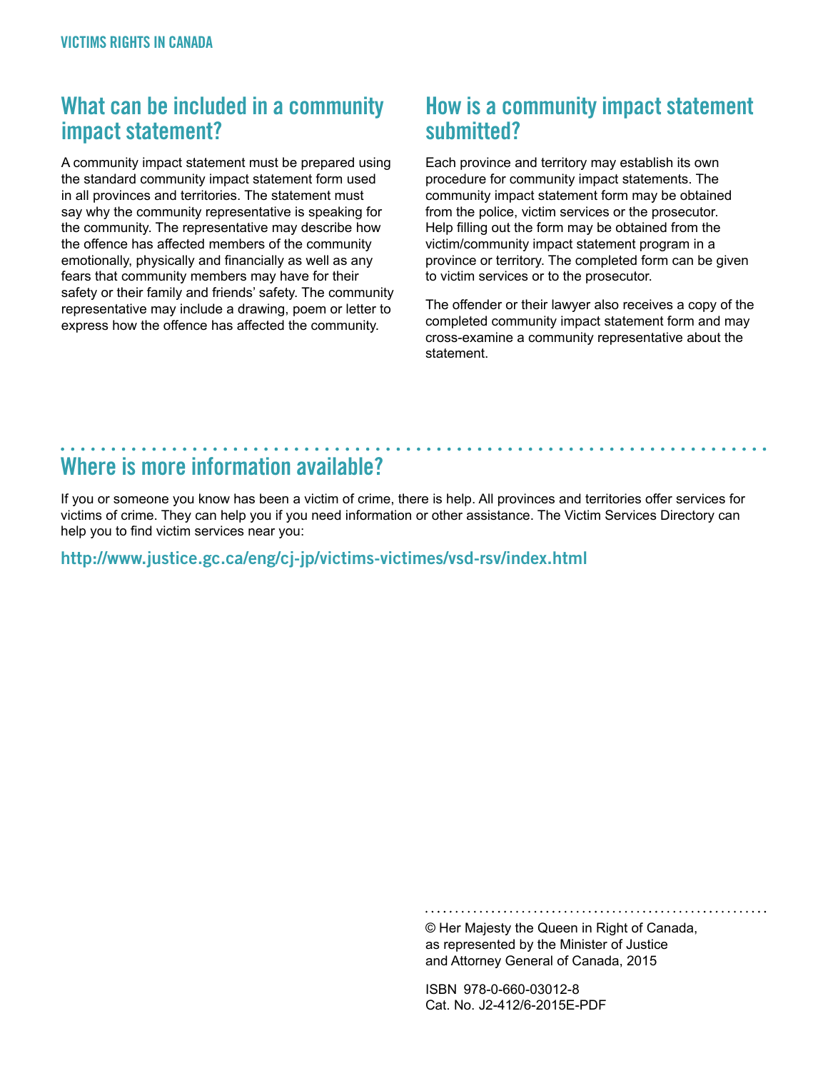## What can be included in a community impact statement?

A community impact statement must be prepared using the standard community impact statement form used in all provinces and territories. The statement must say why the community representative is speaking for the community. The representative may describe how the offence has affected members of the community emotionally, physically and financially as well as any fears that community members may have for their safety or their family and friends' safety. The community representative may include a drawing, poem or letter to express how the offence has affected the community.

## How is a community impact statement submitted?

Each province and territory may establish its own procedure for community impact statements. The community impact statement form may be obtained from the police, victim services or the prosecutor. Help filling out the form may be obtained from the victim/community impact statement program in a province or territory. The completed form can be given to victim services or to the prosecutor.

The offender or their lawyer also receives a copy of the completed community impact statement form and may cross-examine a community representative about the statement.

## Where is more information available?

If you or someone you know has been a victim of crime, there is help. All provinces and territories offer services for victims of crime. They can help you if you need information or other assistance. The Victim Services Directory can help you to find victim services near you:

**http://www.justice.gc.ca/eng/cj-jp/victims-victimes/vsd-rsv/index.html**

© Her Majesty the Queen in Right of Canada,
as represented by the Minister of Justice
and Attorney General of Canada, 2015

ISBN 978-0-660-03012-8
Cat. No. J2-412/6-2015E-PDF